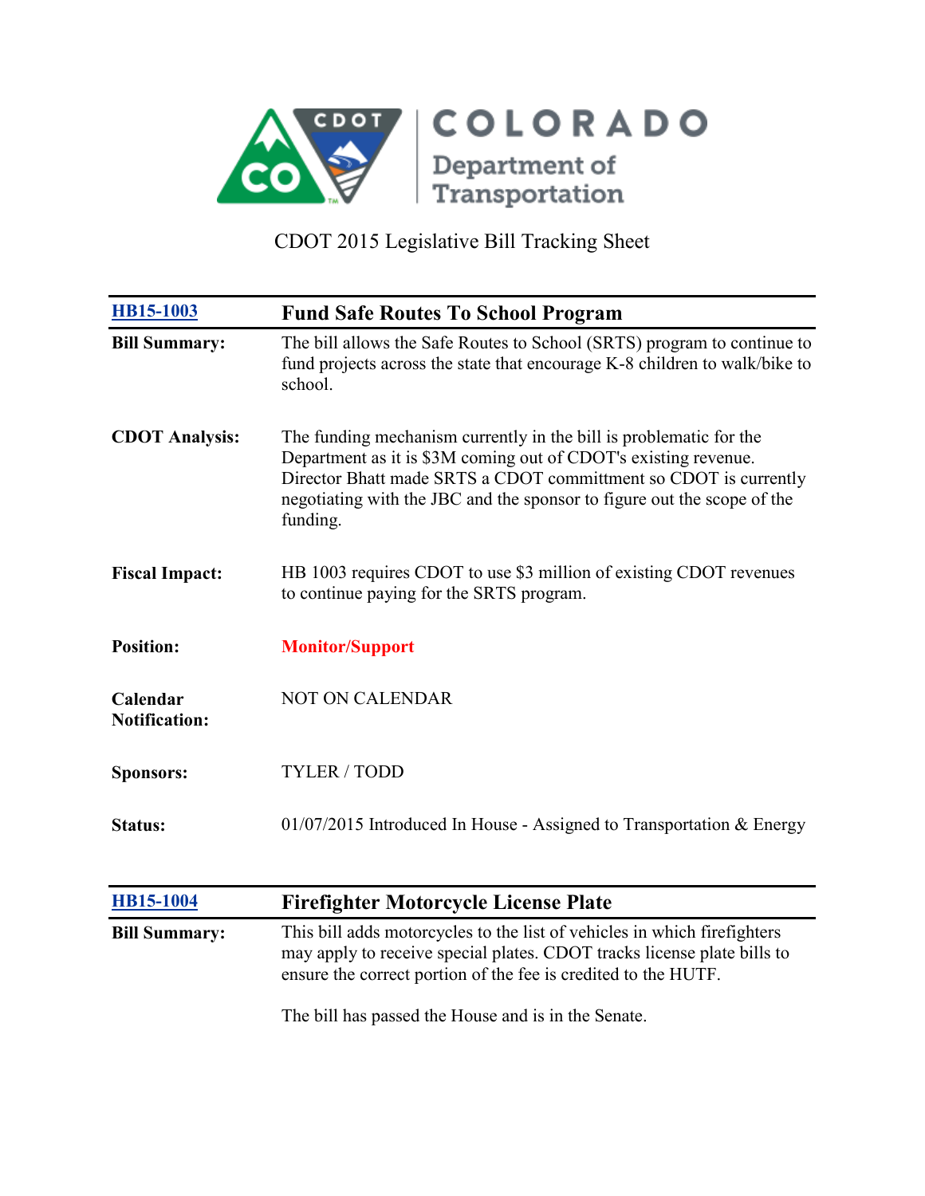# COLORADO Department of Transportation

CDOT 2015 Legislative Bill Tracking Sheet

| [HB15-1003](#) | **Fund Safe Routes To School Program** |
|---|---|
| **Bill Summary:** | The bill allows the Safe Routes to School (SRTS) program to continue to fund projects across the state that encourage K-8 children to walk/bike to school. |
| **CDOT Analysis:** | The funding mechanism currently in the bill is problematic for the Department as it is $3M coming out of CDOT's existing revenue. Director Bhatt made SRTS a CDOT committment so CDOT is currently negotiating with the JBC and the sponsor to figure out the scope of the funding. |
| **Fiscal Impact:** | HB 1003 requires CDOT to use $3 million of existing CDOT revenues to continue paying for the SRTS program. |
| **Position:** | **Monitor/Support** |
| **Calendar Notification:** | NOT ON CALENDAR |
| **Sponsors:** | TYLER / TODD |
| **Status:** | 01/07/2015 Introduced In House - Assigned to Transportation & Energy |

| [HB15-1004](#) | **Firefighter Motorcycle License Plate** |
|---|---|
| **Bill Summary:** | This bill adds motorcycles to the list of vehicles in which firefighters may apply to receive special plates. CDOT tracks license plate bills to ensure the correct portion of the fee is credited to the HUTF.<br><br>The bill has passed the House and is in the Senate. |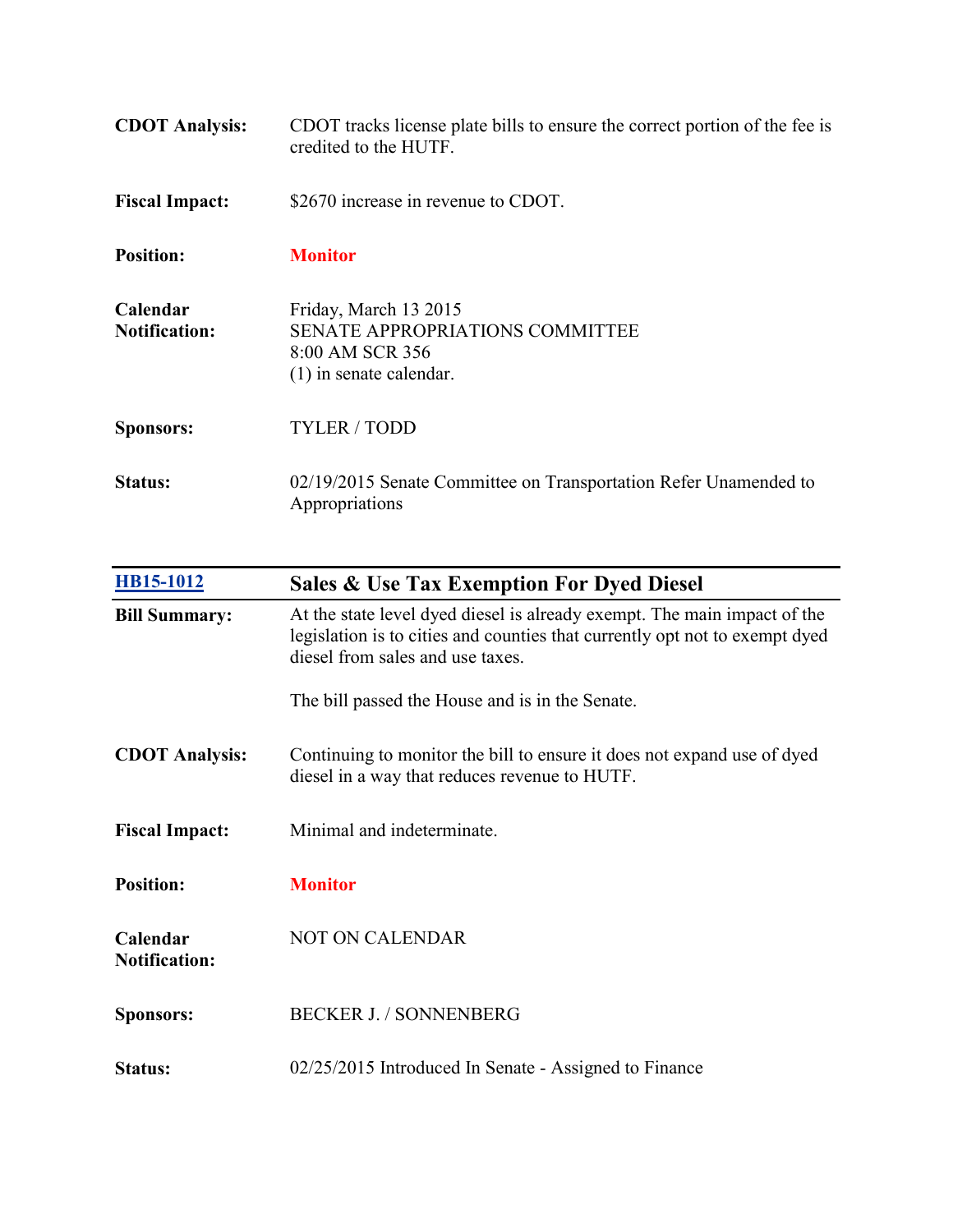| | |
|---|---|
| **CDOT Analysis:** | CDOT tracks license plate bills to ensure the correct portion of the fee is credited to the HUTF. |
| **Fiscal Impact:** | $2670 increase in revenue to CDOT. |
| **Position:** | **Monitor** |
| **Calendar Notification:** | Friday, March 13 2015<br>SENATE APPROPRIATIONS COMMITTEE<br>8:00 AM SCR 356<br>(1) in senate calendar. |
| **Sponsors:** | TYLER / TODD |
| **Status:** | 02/19/2015 Senate Committee on Transportation Refer Unamended to Appropriations |

## [HB15-1012](HB15-1012) Sales & Use Tax Exemption For Dyed Diesel

| | |
|---|---|
| **Bill Summary:** | At the state level dyed diesel is already exempt. The main impact of the legislation is to cities and counties that currently opt not to exempt dyed diesel from sales and use taxes.<br><br>The bill passed the House and is in the Senate. |
| **CDOT Analysis:** | Continuing to monitor the bill to ensure it does not expand use of dyed diesel in a way that reduces revenue to HUTF. |
| **Fiscal Impact:** | Minimal and indeterminate. |
| **Position:** | **Monitor** |
| **Calendar Notification:** | NOT ON CALENDAR |
| **Sponsors:** | BECKER J. / SONNENBERG |
| **Status:** | 02/25/2015 Introduced In Senate - Assigned to Finance |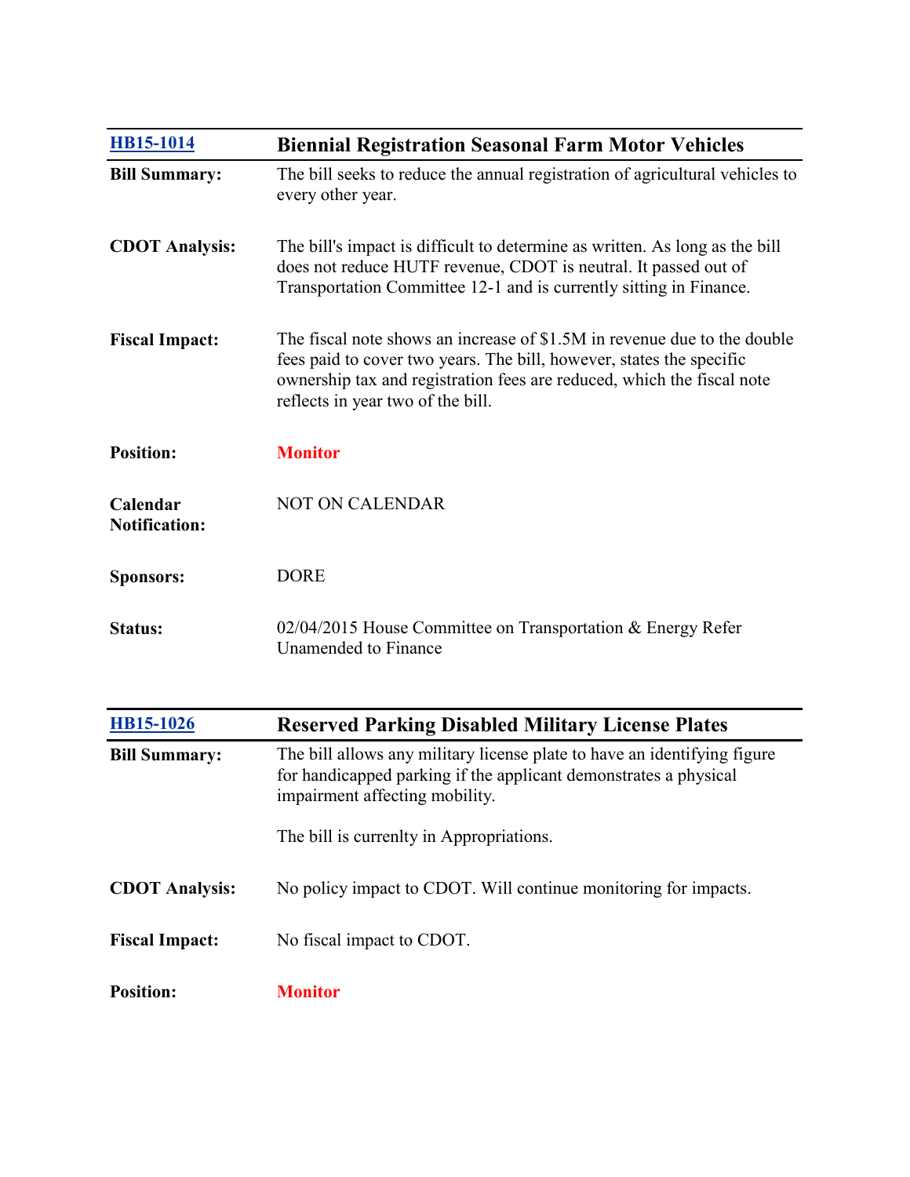## HB15-1014 Biennial Registration Seasonal Farm Motor Vehicles

**Bill Summary:** The bill seeks to reduce the annual registration of agricultural vehicles to every other year.

**CDOT Analysis:** The bill's impact is difficult to determine as written. As long as the bill does not reduce HUTF revenue, CDOT is neutral. It passed out of Transportation Committee 12-1 and is currently sitting in Finance.

**Fiscal Impact:** The fiscal note shows an increase of $1.5M in revenue due to the double fees paid to cover two years. The bill, however, states the specific ownership tax and registration fees are reduced, which the fiscal note reflects in year two of the bill.

**Position:** **Monitor**

**Calendar Notification:** NOT ON CALENDAR

**Sponsors:** DORE

**Status:** 02/04/2015 House Committee on Transportation & Energy Refer Unamended to Finance

## HB15-1026 Reserved Parking Disabled Military License Plates

**Bill Summary:** The bill allows any military license plate to have an identifying figure for handicapped parking if the applicant demonstrates a physical impairment affecting mobility.

The bill is currenlty in Appropriations.

**CDOT Analysis:** No policy impact to CDOT. Will continue monitoring for impacts.

**Fiscal Impact:** No fiscal impact to CDOT.

**Position:** **Monitor**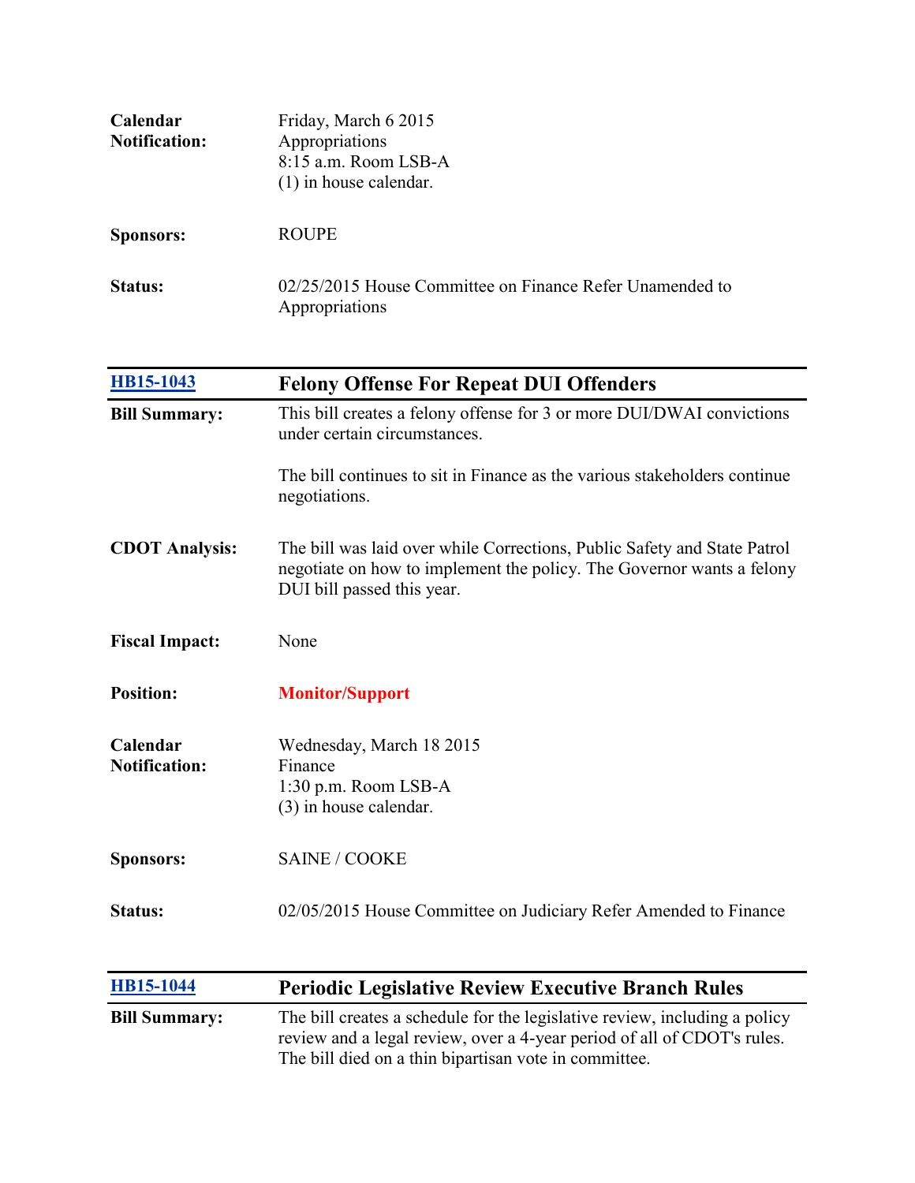| | |
|---|---|
| **Calendar Notification:** | Friday, March 6 2015<br>Appropriations<br>8:15 a.m. Room LSB-A<br>(1) in house calendar. |
| **Sponsors:** | ROUPE |
| **Status:** | 02/25/2015 House Committee on Finance Refer Unamended to Appropriations |

| [HB15-1043](#) | **Felony Offense For Repeat DUI Offenders** |
|---|---|
| **Bill Summary:** | This bill creates a felony offense for 3 or more DUI/DWAI convictions under certain circumstances.<br><br>The bill continues to sit in Finance as the various stakeholders continue negotiations. |
| **CDOT Analysis:** | The bill was laid over while Corrections, Public Safety and State Patrol negotiate on how to implement the policy. The Governor wants a felony DUI bill passed this year. |
| **Fiscal Impact:** | None |
| **Position:** | **Monitor/Support** |
| **Calendar Notification:** | Wednesday, March 18 2015<br>Finance<br>1:30 p.m. Room LSB-A<br>(3) in house calendar. |
| **Sponsors:** | SAINE / COOKE |
| **Status:** | 02/05/2015 House Committee on Judiciary Refer Amended to Finance |

| [HB15-1044](#) | **Periodic Legislative Review Executive Branch Rules** |
|---|---|
| **Bill Summary:** | The bill creates a schedule for the legislative review, including a policy review and a legal review, over a 4-year period of all of CDOT's rules. The bill died on a thin bipartisan vote in committee. |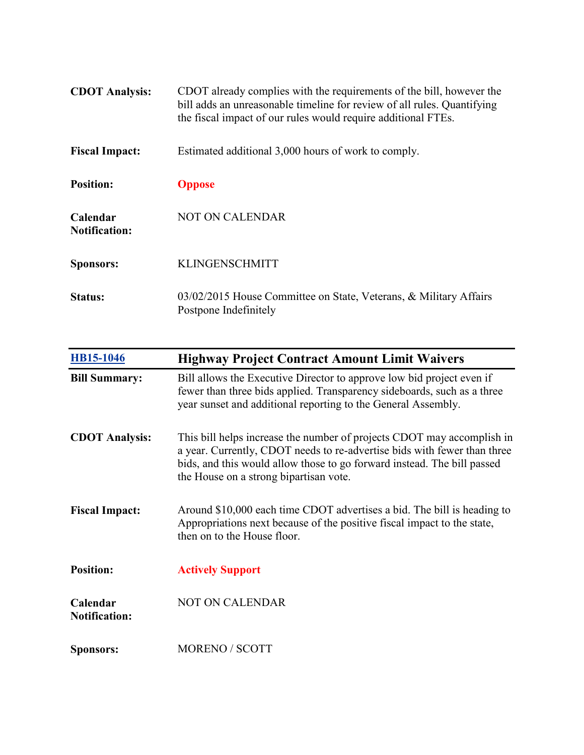**CDOT Analysis:** CDOT already complies with the requirements of the bill, however the bill adds an unreasonable timeline for review of all rules. Quantifying the fiscal impact of our rules would require additional FTEs.

**Fiscal Impact:** Estimated additional 3,000 hours of work to comply.

**Position:** **Oppose**

**Calendar Notification:** NOT ON CALENDAR

**Sponsors:** KLINGENSCHMITT

**Status:** 03/02/2015 House Committee on State, Veterans, & Military Affairs Postpone Indefinitely

---

## HB15-1046 Highway Project Contract Amount Limit Waivers

**Bill Summary:** Bill allows the Executive Director to approve low bid project even if fewer than three bids applied. Transparency sideboards, such as a three year sunset and additional reporting to the General Assembly.

**CDOT Analysis:** This bill helps increase the number of projects CDOT may accomplish in a year. Currently, CDOT needs to re-advertise bids with fewer than three bids, and this would allow those to go forward instead. The bill passed the House on a strong bipartisan vote.

**Fiscal Impact:** Around $10,000 each time CDOT advertises a bid. The bill is heading to Appropriations next because of the positive fiscal impact to the state, then on to the House floor.

**Position:** **Actively Support**

**Calendar Notification:** NOT ON CALENDAR

**Sponsors:** MORENO / SCOTT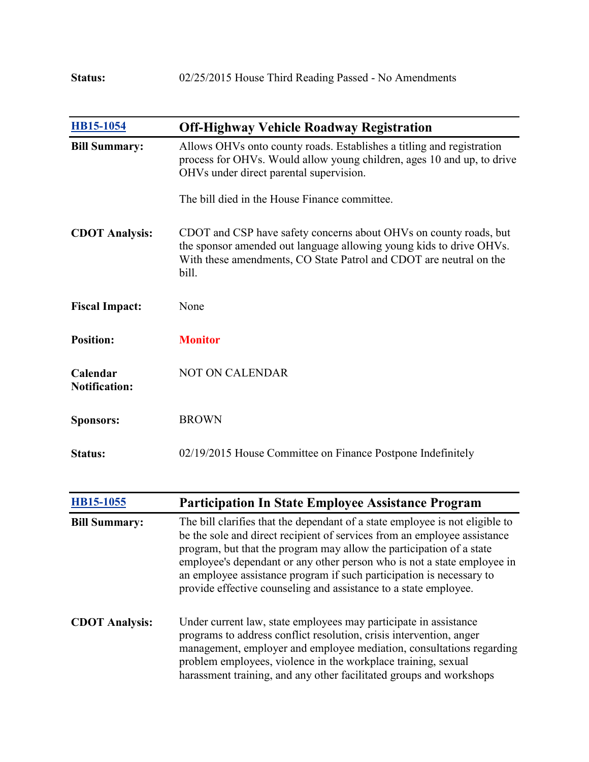**Status:** 02/25/2015 House Third Reading Passed - No Amendments

| [HB15-1054](#) | **Off-Highway Vehicle Roadway Registration** |
|---|---|
| **Bill Summary:** | Allows OHVs onto county roads. Establishes a titling and registration process for OHVs. Would allow young children, ages 10 and up, to drive OHVs under direct parental supervision.<br><br>The bill died in the House Finance committee. |
| **CDOT Analysis:** | CDOT and CSP have safety concerns about OHVs on county roads, but the sponsor amended out language allowing young kids to drive OHVs. With these amendments, CO State Patrol and CDOT are neutral on the bill. |
| **Fiscal Impact:** | None |
| **Position:** | **Monitor** |
| **Calendar Notification:** | NOT ON CALENDAR |
| **Sponsors:** | BROWN |
| **Status:** | 02/19/2015 House Committee on Finance Postpone Indefinitely |

| [HB15-1055](#) | **Participation In State Employee Assistance Program** |
|---|---|
| **Bill Summary:** | The bill clarifies that the dependant of a state employee is not eligible to be the sole and direct recipient of services from an employee assistance program, but that the program may allow the participation of a state employee's dependant or any other person who is not a state employee in an employee assistance program if such participation is necessary to provide effective counseling and assistance to a state employee. |
| **CDOT Analysis:** | Under current law, state employees may participate in assistance programs to address conflict resolution, crisis intervention, anger management, employer and employee mediation, consultations regarding problem employees, violence in the workplace training, sexual harassment training, and any other facilitated groups and workshops |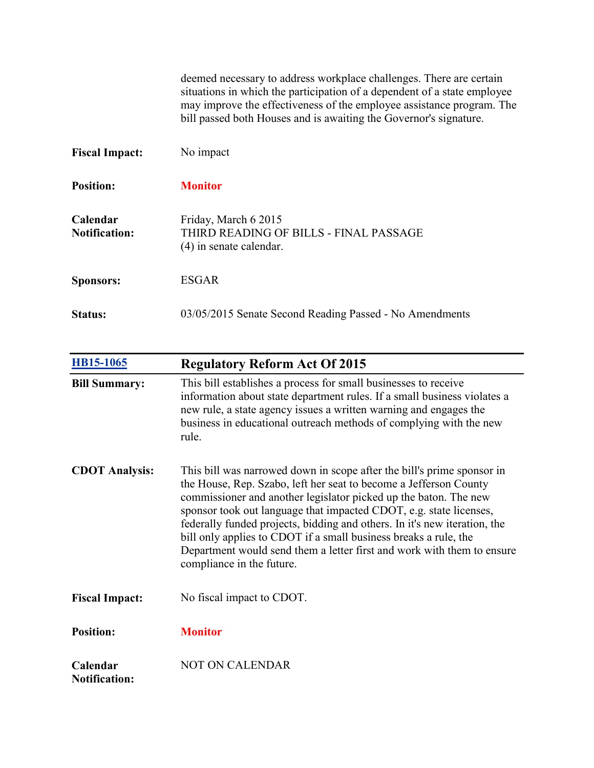deemed necessary to address workplace challenges. There are certain situations in which the participation of a dependent of a state employee may improve the effectiveness of the employee assistance program. The bill passed both Houses and is awaiting the Governor's signature.

| | |
|---|---|
| **Fiscal Impact:** | No impact |
| **Position:** | **Monitor** |
| **Calendar Notification:** | Friday, March 6 2015<br>THIRD READING OF BILLS - FINAL PASSAGE<br>(4) in senate calendar. |
| **Sponsors:** | ESGAR |
| **Status:** | 03/05/2015 Senate Second Reading Passed - No Amendments |

| [HB15-1065](HB15-1065) | **Regulatory Reform Act Of 2015** |
|---|---|
| **Bill Summary:** | This bill establishes a process for small businesses to receive information about state department rules. If a small business violates a new rule, a state agency issues a written warning and engages the business in educational outreach methods of complying with the new rule. |
| **CDOT Analysis:** | This bill was narrowed down in scope after the bill's prime sponsor in the House, Rep. Szabo, left her seat to become a Jefferson County commissioner and another legislator picked up the baton. The new sponsor took out language that impacted CDOT, e.g. state licenses, federally funded projects, bidding and others. In it's new iteration, the bill only applies to CDOT if a small business breaks a rule, the Department would send them a letter first and work with them to ensure compliance in the future. |
| **Fiscal Impact:** | No fiscal impact to CDOT. |
| **Position:** | **Monitor** |
| **Calendar Notification:** | NOT ON CALENDAR |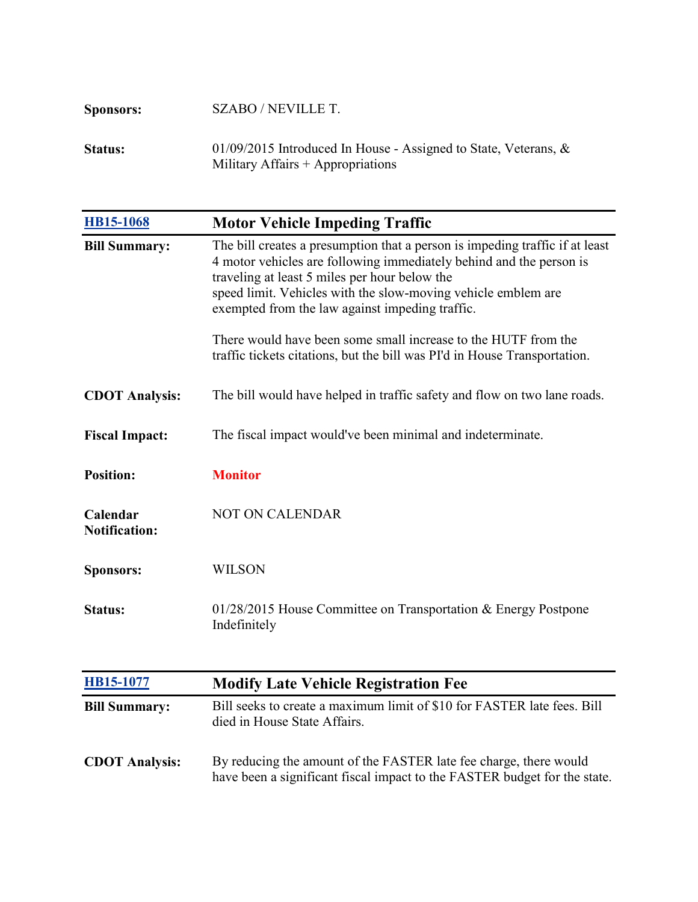**Sponsors:** SZABO / NEVILLE T.

**Status:** 01/09/2015 Introduced In House - Assigned to State, Veterans, & Military Affairs + Appropriations

## HB15-1068 Motor Vehicle Impeding Traffic

**Bill Summary:** The bill creates a presumption that a person is impeding traffic if at least 4 motor vehicles are following immediately behind and the person is traveling at least 5 miles per hour below the speed limit. Vehicles with the slow-moving vehicle emblem are exempted from the law against impeding traffic.

There would have been some small increase to the HUTF from the traffic tickets citations, but the bill was PI'd in House Transportation.

**CDOT Analysis:** The bill would have helped in traffic safety and flow on two lane roads.

**Fiscal Impact:** The fiscal impact would've been minimal and indeterminate.

**Position:** **Monitor**

**Calendar Notification:** NOT ON CALENDAR

**Sponsors:** WILSON

**Status:** 01/28/2015 House Committee on Transportation & Energy Postpone Indefinitely

## HB15-1077 Modify Late Vehicle Registration Fee

**Bill Summary:** Bill seeks to create a maximum limit of $10 for FASTER late fees. Bill died in House State Affairs.

**CDOT Analysis:** By reducing the amount of the FASTER late fee charge, there would have been a significant fiscal impact to the FASTER budget for the state.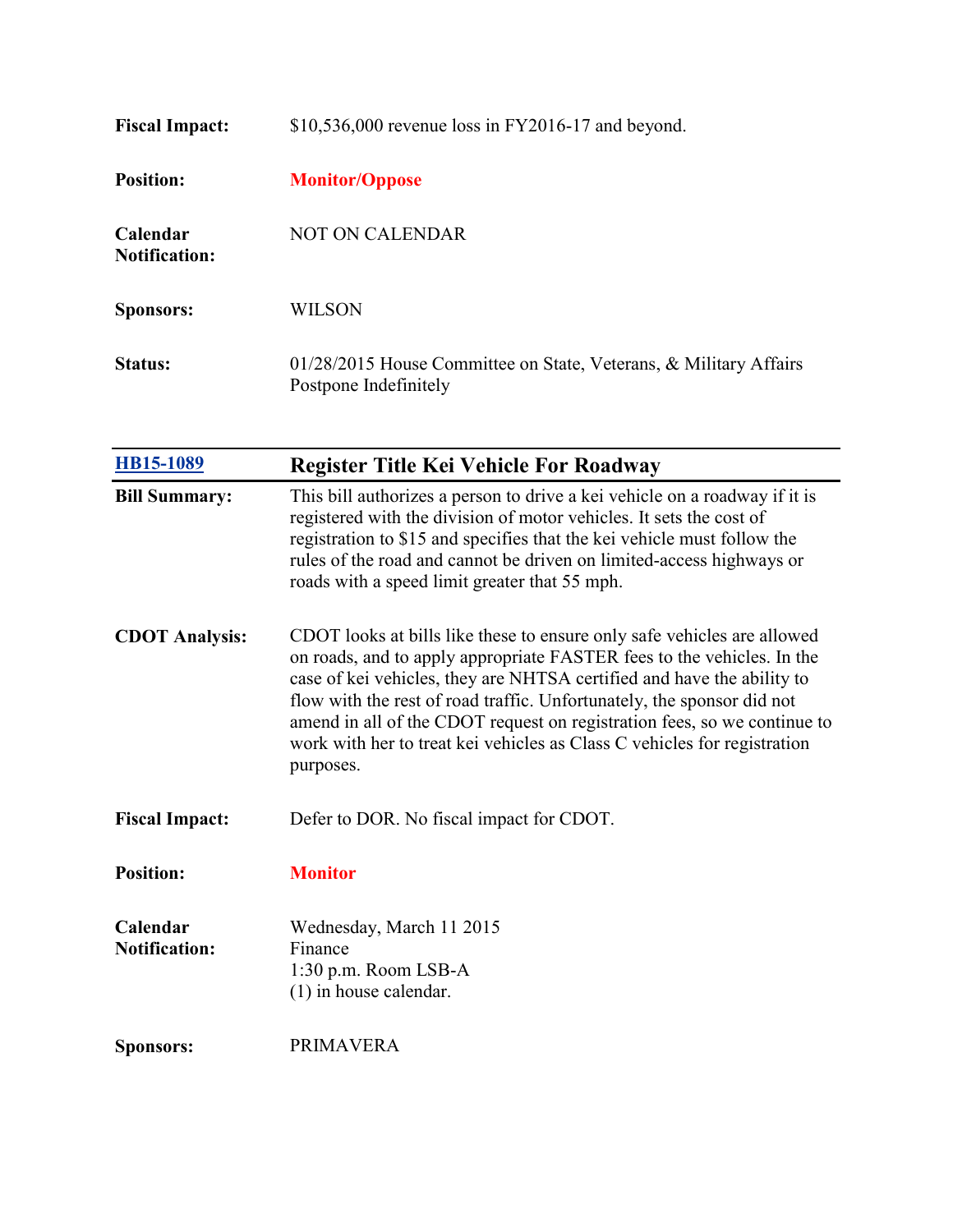**Fiscal Impact:** $10,536,000 revenue loss in FY2016-17 and beyond.

**Position:** **Monitor/Oppose**

**Calendar Notification:** NOT ON CALENDAR

**Sponsors:** WILSON

**Status:** 01/28/2015 House Committee on State, Veterans, & Military Affairs Postpone Indefinitely

---

## HB15-1089 Register Title Kei Vehicle For Roadway

**Bill Summary:** This bill authorizes a person to drive a kei vehicle on a roadway if it is registered with the division of motor vehicles. It sets the cost of registration to $15 and specifies that the kei vehicle must follow the rules of the road and cannot be driven on limited-access highways or roads with a speed limit greater that 55 mph.

**CDOT Analysis:** CDOT looks at bills like these to ensure only safe vehicles are allowed on roads, and to apply appropriate FASTER fees to the vehicles. In the case of kei vehicles, they are NHTSA certified and have the ability to flow with the rest of road traffic. Unfortunately, the sponsor did not amend in all of the CDOT request on registration fees, so we continue to work with her to treat kei vehicles as Class C vehicles for registration purposes.

**Fiscal Impact:** Defer to DOR. No fiscal impact for CDOT.

**Position:** **Monitor**

**Calendar Notification:** Wednesday, March 11 2015
Finance
1:30 p.m. Room LSB-A
(1) in house calendar.

**Sponsors:** PRIMAVERA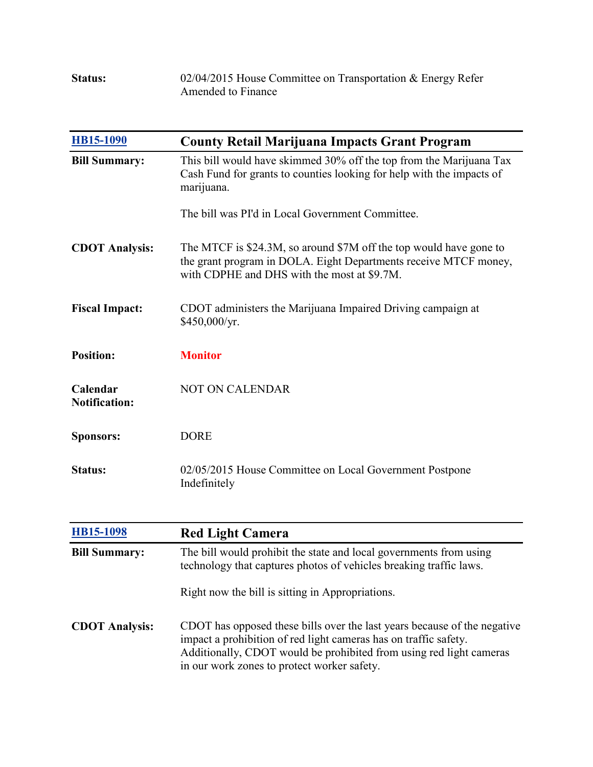**Status:** 02/04/2015 House Committee on Transportation & Energy Refer Amended to Finance

## HB15-1090 County Retail Marijuana Impacts Grant Program

**Bill Summary:** This bill would have skimmed 30% off the top from the Marijuana Tax Cash Fund for grants to counties looking for help with the impacts of marijuana.

The bill was PI'd in Local Government Committee.

**CDOT Analysis:** The MTCF is $24.3M, so around $7M off the top would have gone to the grant program in DOLA. Eight Departments receive MTCF money, with CDPHE and DHS with the most at $9.7M.

**Fiscal Impact:** CDOT administers the Marijuana Impaired Driving campaign at $450,000/yr.

**Position:** **Monitor**

**Calendar Notification:** NOT ON CALENDAR

**Sponsors:** DORE

**Status:** 02/05/2015 House Committee on Local Government Postpone Indefinitely

## HB15-1098 Red Light Camera

**Bill Summary:** The bill would prohibit the state and local governments from using technology that captures photos of vehicles breaking traffic laws.

Right now the bill is sitting in Appropriations.

**CDOT Analysis:** CDOT has opposed these bills over the last years because of the negative impact a prohibition of red light cameras has on traffic safety. Additionally, CDOT would be prohibited from using red light cameras in our work zones to protect worker safety.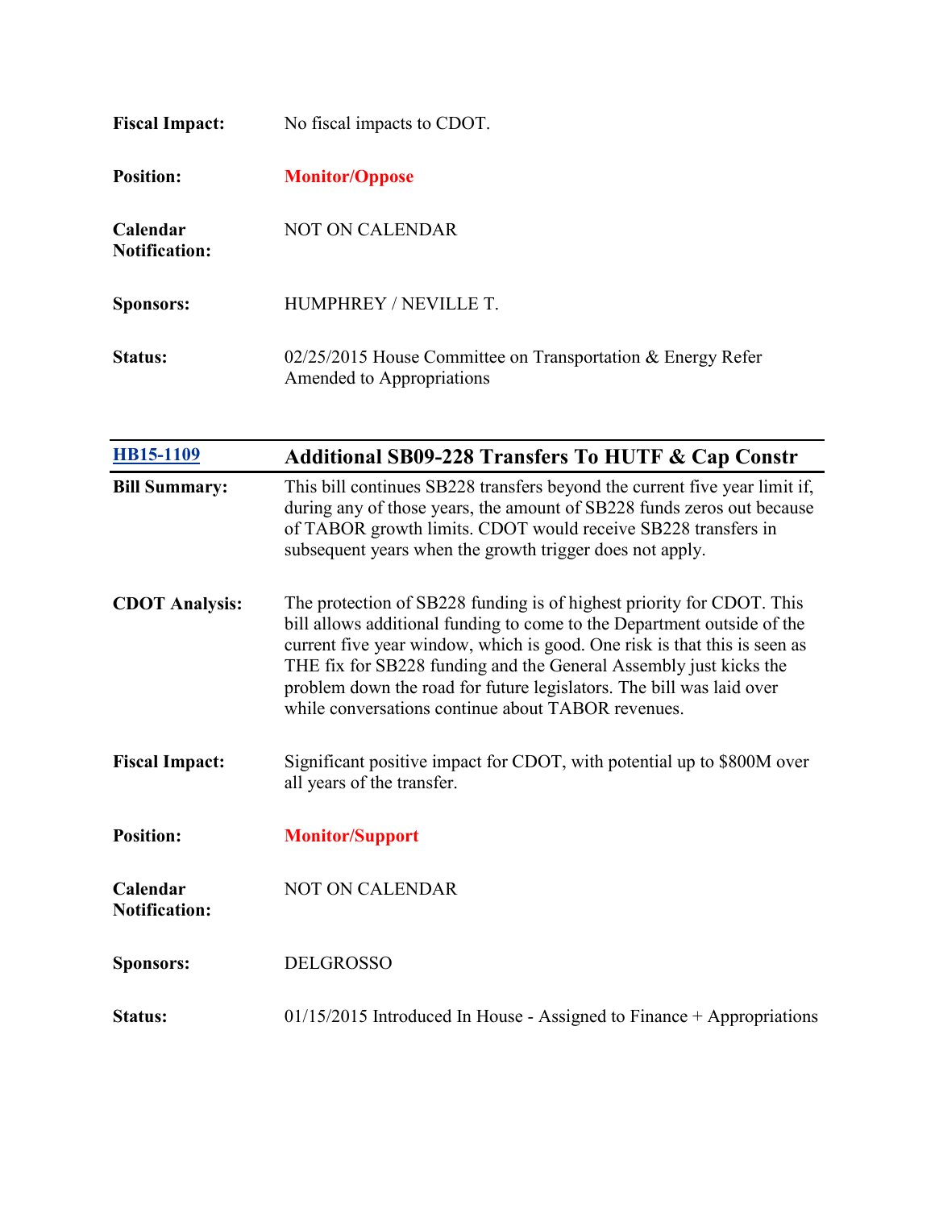**Fiscal Impact:** No fiscal impacts to CDOT.

**Position:** **Monitor/Oppose**

**Calendar Notification:** NOT ON CALENDAR

**Sponsors:** HUMPHREY / NEVILLE T.

**Status:** 02/25/2015 House Committee on Transportation & Energy Refer Amended to Appropriations

---

## [HB15-1109](HB15-1109) Additional SB09-228 Transfers To HUTF & Cap Constr

**Bill Summary:** This bill continues SB228 transfers beyond the current five year limit if, during any of those years, the amount of SB228 funds zeros out because of TABOR growth limits. CDOT would receive SB228 transfers in subsequent years when the growth trigger does not apply.

**CDOT Analysis:** The protection of SB228 funding is of highest priority for CDOT. This bill allows additional funding to come to the Department outside of the current five year window, which is good. One risk is that this is seen as THE fix for SB228 funding and the General Assembly just kicks the problem down the road for future legislators. The bill was laid over while conversations continue about TABOR revenues.

**Fiscal Impact:** Significant positive impact for CDOT, with potential up to $800M over all years of the transfer.

**Position:** **Monitor/Support**

**Calendar Notification:** NOT ON CALENDAR

**Sponsors:** DELGROSSO

**Status:** 01/15/2015 Introduced In House - Assigned to Finance + Appropriations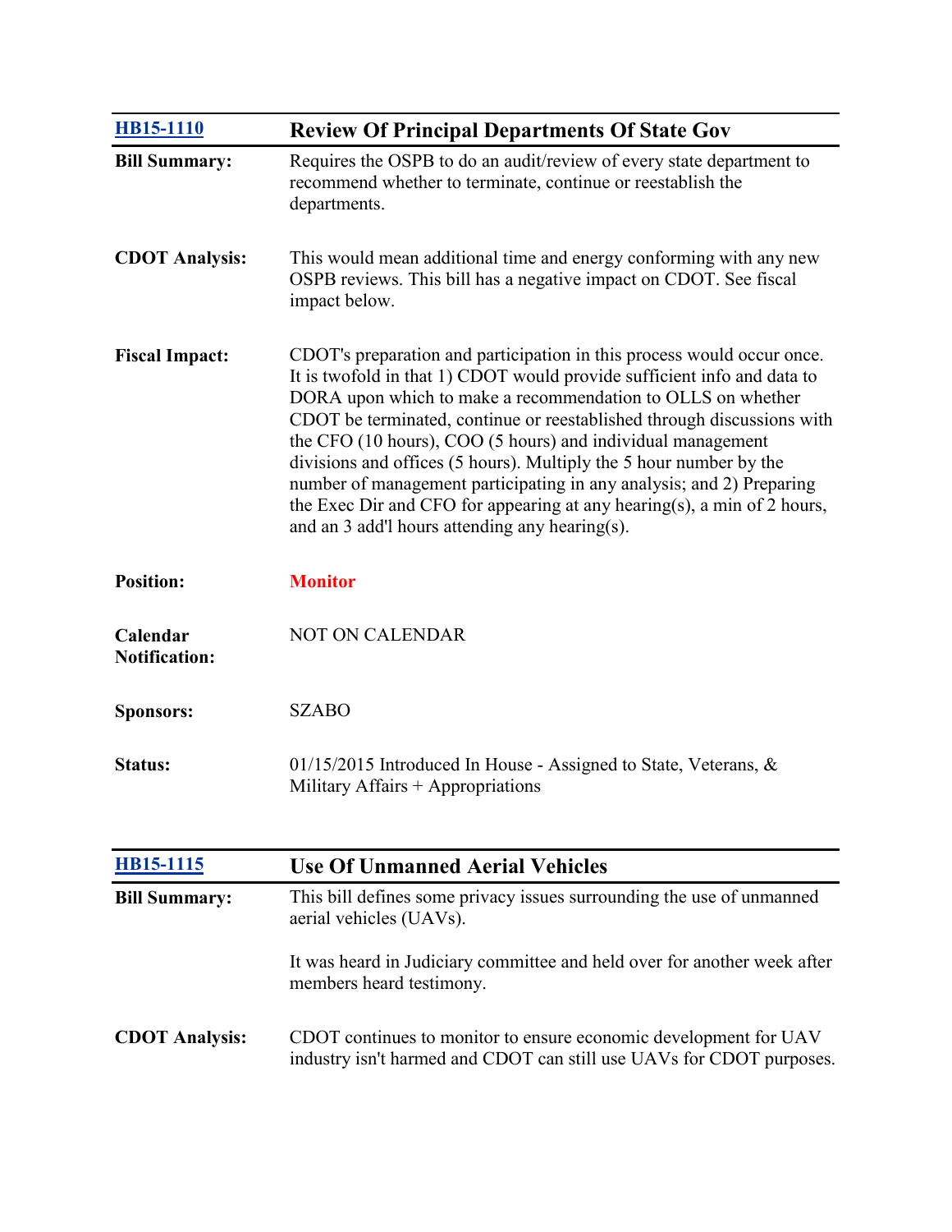| [HB15-1110](#) | **Review Of Principal Departments Of State Gov** |
|---|---|
| **Bill Summary:** | Requires the OSPB to do an audit/review of every state department to recommend whether to terminate, continue or reestablish the departments. |
| **CDOT Analysis:** | This would mean additional time and energy conforming with any new OSPB reviews. This bill has a negative impact on CDOT. See fiscal impact below. |
| **Fiscal Impact:** | CDOT's preparation and participation in this process would occur once. It is twofold in that 1) CDOT would provide sufficient info and data to DORA upon which to make a recommendation to OLLS on whether CDOT be terminated, continue or reestablished through discussions with the CFO (10 hours), COO (5 hours) and individual management divisions and offices (5 hours). Multiply the 5 hour number by the number of management participating in any analysis; and 2) Preparing the Exec Dir and CFO for appearing at any hearing(s), a min of 2 hours, and an 3 add'l hours attending any hearing(s). |
| **Position:** | **Monitor** |
| **Calendar Notification:** | NOT ON CALENDAR |
| **Sponsors:** | SZABO |
| **Status:** | 01/15/2015 Introduced In House - Assigned to State, Veterans, & Military Affairs + Appropriations |

| [HB15-1115](#) | **Use Of Unmanned Aerial Vehicles** |
|---|---|
| **Bill Summary:** | This bill defines some privacy issues surrounding the use of unmanned aerial vehicles (UAVs).<br><br>It was heard in Judiciary committee and held over for another week after members heard testimony. |
| **CDOT Analysis:** | CDOT continues to monitor to ensure economic development for UAV industry isn't harmed and CDOT can still use UAVs for CDOT purposes. |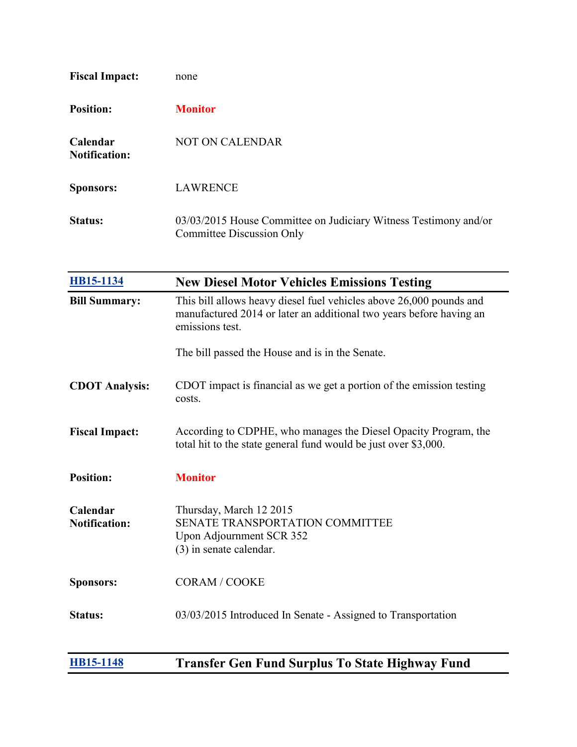| | |
|---|---|
| **Fiscal Impact:** | none |
| **Position:** | **Monitor** |
| **Calendar Notification:** | NOT ON CALENDAR |
| **Sponsors:** | LAWRENCE |
| **Status:** | 03/03/2015 House Committee on Judiciary Witness Testimony and/or Committee Discussion Only |

| [HB15-1134](HB15-1134) | **New Diesel Motor Vehicles Emissions Testing** |
|---|---|
| **Bill Summary:** | This bill allows heavy diesel fuel vehicles above 26,000 pounds and manufactured 2014 or later an additional two years before having an emissions test.<br><br>The bill passed the House and is in the Senate. |
| **CDOT Analysis:** | CDOT impact is financial as we get a portion of the emission testing costs. |
| **Fiscal Impact:** | According to CDPHE, who manages the Diesel Opacity Program, the total hit to the state general fund would be just over $3,000. |
| **Position:** | **Monitor** |
| **Calendar Notification:** | Thursday, March 12 2015<br>SENATE TRANSPORTATION COMMITTEE<br>Upon Adjournment SCR 352<br>(3) in senate calendar. |
| **Sponsors:** | CORAM / COOKE |
| **Status:** | 03/03/2015 Introduced In Senate - Assigned to Transportation |

| [HB15-1148](HB15-1148) | **Transfer Gen Fund Surplus To State Highway Fund** |
|---|---|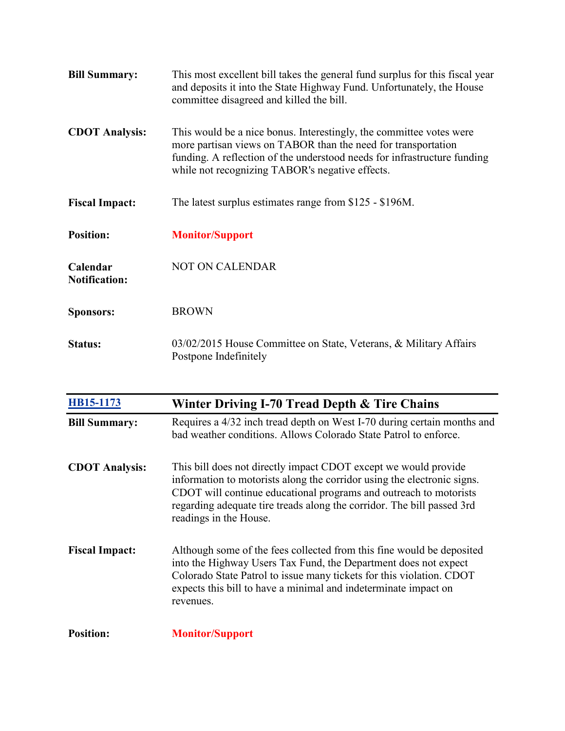**Bill Summary:** This most excellent bill takes the general fund surplus for this fiscal year and deposits it into the State Highway Fund. Unfortunately, the House committee disagreed and killed the bill.

**CDOT Analysis:** This would be a nice bonus. Interestingly, the committee votes were more partisan views on TABOR than the need for transportation funding. A reflection of the understood needs for infrastructure funding while not recognizing TABOR's negative effects.

**Fiscal Impact:** The latest surplus estimates range from $125 - $196M.

**Position:** **Monitor/Support**

**Calendar Notification:** NOT ON CALENDAR

**Sponsors:** BROWN

**Status:** 03/02/2015 House Committee on State, Veterans, & Military Affairs Postpone Indefinitely

---

## HB15-1173 Winter Driving I-70 Tread Depth & Tire Chains

**Bill Summary:** Requires a 4/32 inch tread depth on West I-70 during certain months and bad weather conditions. Allows Colorado State Patrol to enforce.

**CDOT Analysis:** This bill does not directly impact CDOT except we would provide information to motorists along the corridor using the electronic signs. CDOT will continue educational programs and outreach to motorists regarding adequate tire treads along the corridor. The bill passed 3rd readings in the House.

**Fiscal Impact:** Although some of the fees collected from this fine would be deposited into the Highway Users Tax Fund, the Department does not expect Colorado State Patrol to issue many tickets for this violation. CDOT expects this bill to have a minimal and indeterminate impact on revenues.

**Position:** **Monitor/Support**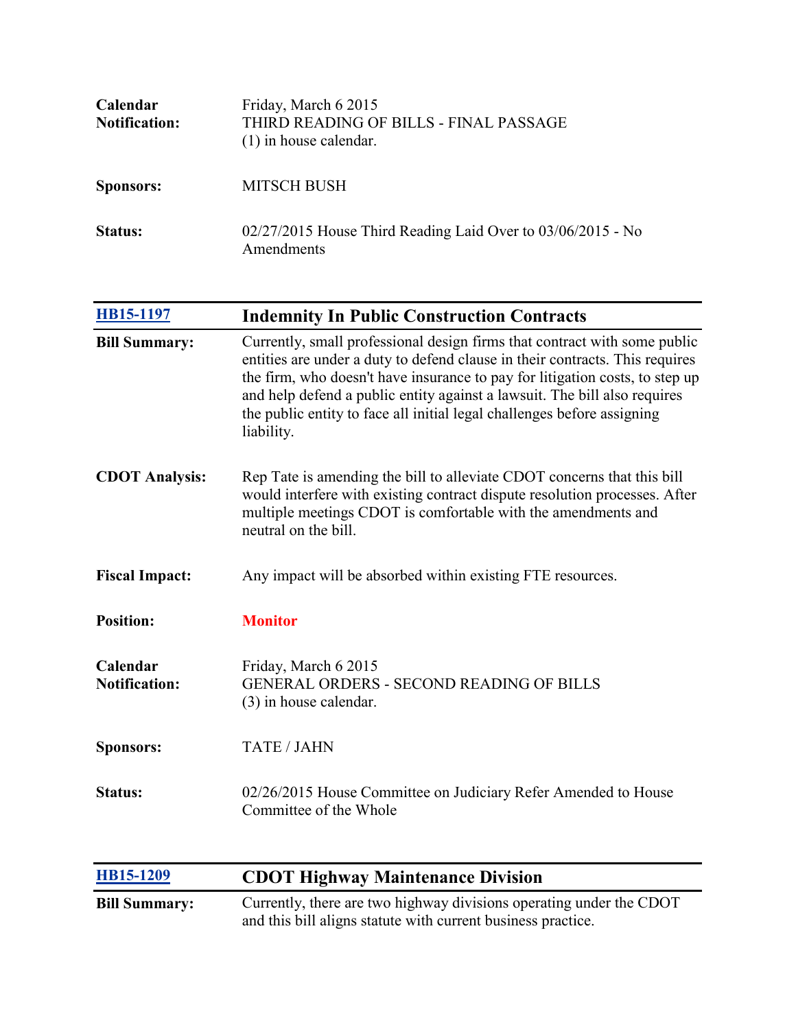| | |
|---|---|
| **Calendar Notification:** | Friday, March 6 2015<br>THIRD READING OF BILLS - FINAL PASSAGE<br>(1) in house calendar. |
| **Sponsors:** | MITSCH BUSH |
| **Status:** | 02/27/2015 House Third Reading Laid Over to 03/06/2015 - No Amendments |

## [HB15-1197](HB15-1197) Indemnity In Public Construction Contracts

| | |
|---|---|
| **Bill Summary:** | Currently, small professional design firms that contract with some public entities are under a duty to defend clause in their contracts. This requires the firm, who doesn't have insurance to pay for litigation costs, to step up and help defend a public entity against a lawsuit. The bill also requires the public entity to face all initial legal challenges before assigning liability. |
| **CDOT Analysis:** | Rep Tate is amending the bill to alleviate CDOT concerns that this bill would interfere with existing contract dispute resolution processes. After multiple meetings CDOT is comfortable with the amendments and neutral on the bill. |
| **Fiscal Impact:** | Any impact will be absorbed within existing FTE resources. |
| **Position:** | **Monitor** |
| **Calendar Notification:** | Friday, March 6 2015<br>GENERAL ORDERS - SECOND READING OF BILLS<br>(3) in house calendar. |
| **Sponsors:** | TATE / JAHN |
| **Status:** | 02/26/2015 House Committee on Judiciary Refer Amended to House Committee of the Whole |

## [HB15-1209](HB15-1209) CDOT Highway Maintenance Division

| | |
|---|---|
| **Bill Summary:** | Currently, there are two highway divisions operating under the CDOT and this bill aligns statute with current business practice. |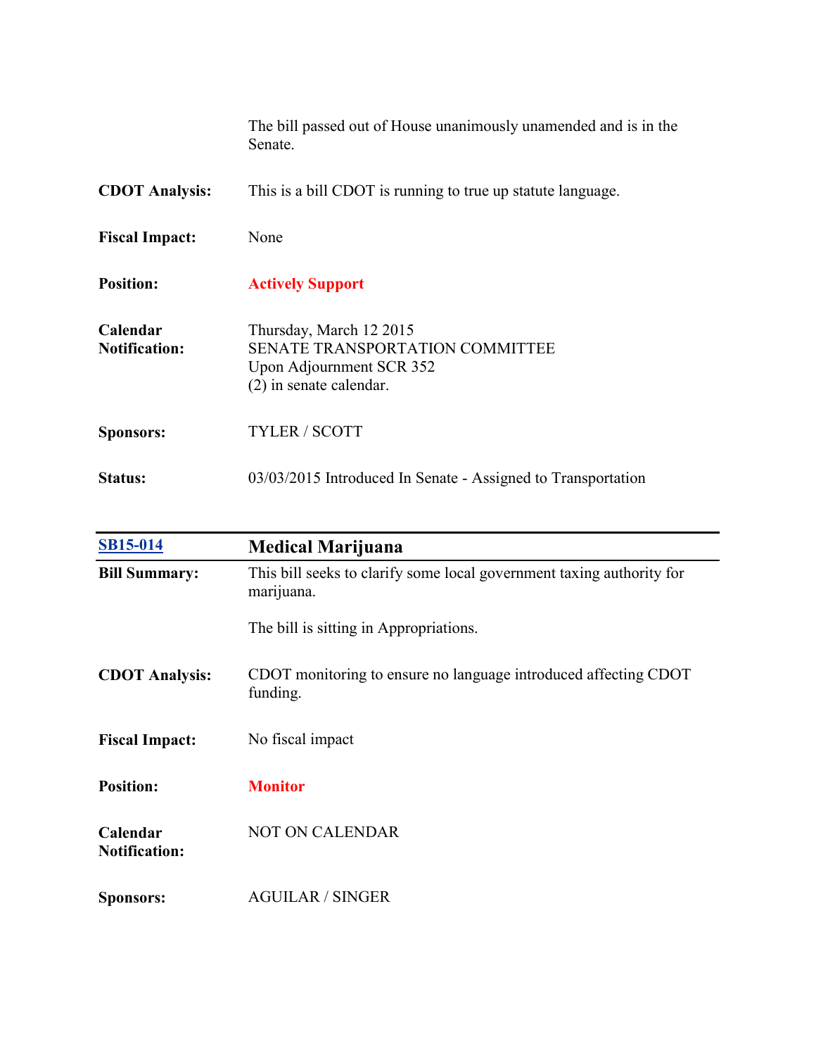The bill passed out of House unanimously unamended and is in the Senate.

**CDOT Analysis:** This is a bill CDOT is running to true up statute language.

**Fiscal Impact:** None

**Position:** **Actively Support**

**Calendar Notification:** Thursday, March 12 2015
SENATE TRANSPORTATION COMMITTEE
Upon Adjournment SCR 352
(2) in senate calendar.

**Sponsors:** TYLER / SCOTT

**Status:** 03/03/2015 Introduced In Senate - Assigned to Transportation

---

## SB15-014 Medical Marijuana

**Bill Summary:** This bill seeks to clarify some local government taxing authority for marijuana.

The bill is sitting in Appropriations.

**CDOT Analysis:** CDOT monitoring to ensure no language introduced affecting CDOT funding.

**Fiscal Impact:** No fiscal impact

**Position:** **Monitor**

**Calendar Notification:** NOT ON CALENDAR

**Sponsors:** AGUILAR / SINGER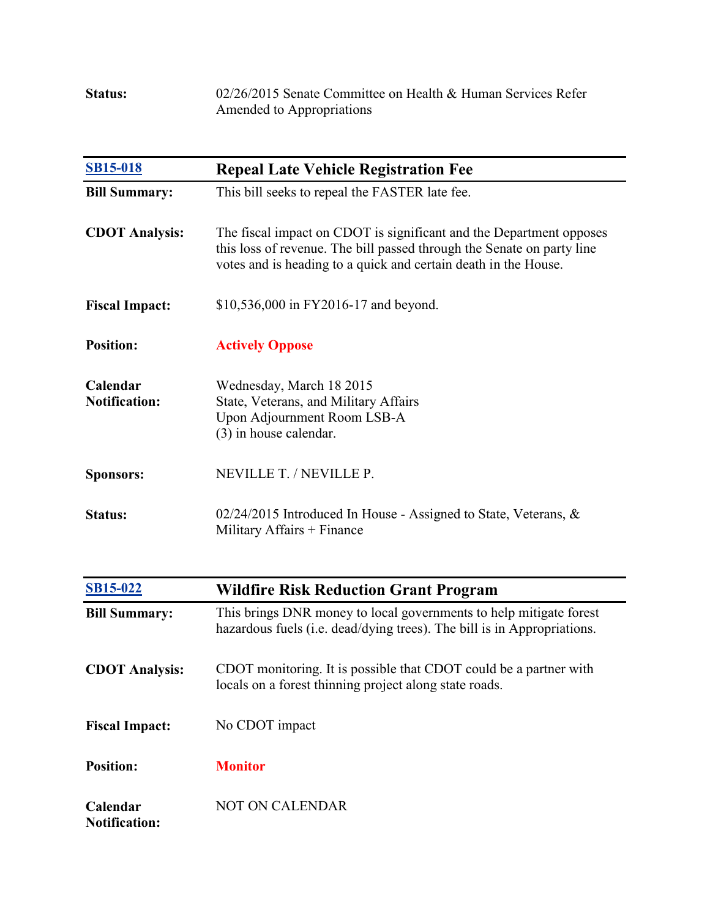**Status:** 02/26/2015 Senate Committee on Health & Human Services Refer Amended to Appropriations

---

## SB15-018 Repeal Late Vehicle Registration Fee

**Bill Summary:** This bill seeks to repeal the FASTER late fee.

**CDOT Analysis:** The fiscal impact on CDOT is significant and the Department opposes this loss of revenue. The bill passed through the Senate on party line votes and is heading to a quick and certain death in the House.

**Fiscal Impact:** $10,536,000 in FY2016-17 and beyond.

**Position:** **Actively Oppose**

**Calendar Notification:** Wednesday, March 18 2015
State, Veterans, and Military Affairs
Upon Adjournment Room LSB-A
(3) in house calendar.

**Sponsors:** NEVILLE T. / NEVILLE P.

**Status:** 02/24/2015 Introduced In House - Assigned to State, Veterans, & Military Affairs + Finance

---

## SB15-022 Wildfire Risk Reduction Grant Program

**Bill Summary:** This brings DNR money to local governments to help mitigate forest hazardous fuels (i.e. dead/dying trees). The bill is in Appropriations.

**CDOT Analysis:** CDOT monitoring. It is possible that CDOT could be a partner with locals on a forest thinning project along state roads.

**Fiscal Impact:** No CDOT impact

**Position:** **Monitor**

**Calendar Notification:** NOT ON CALENDAR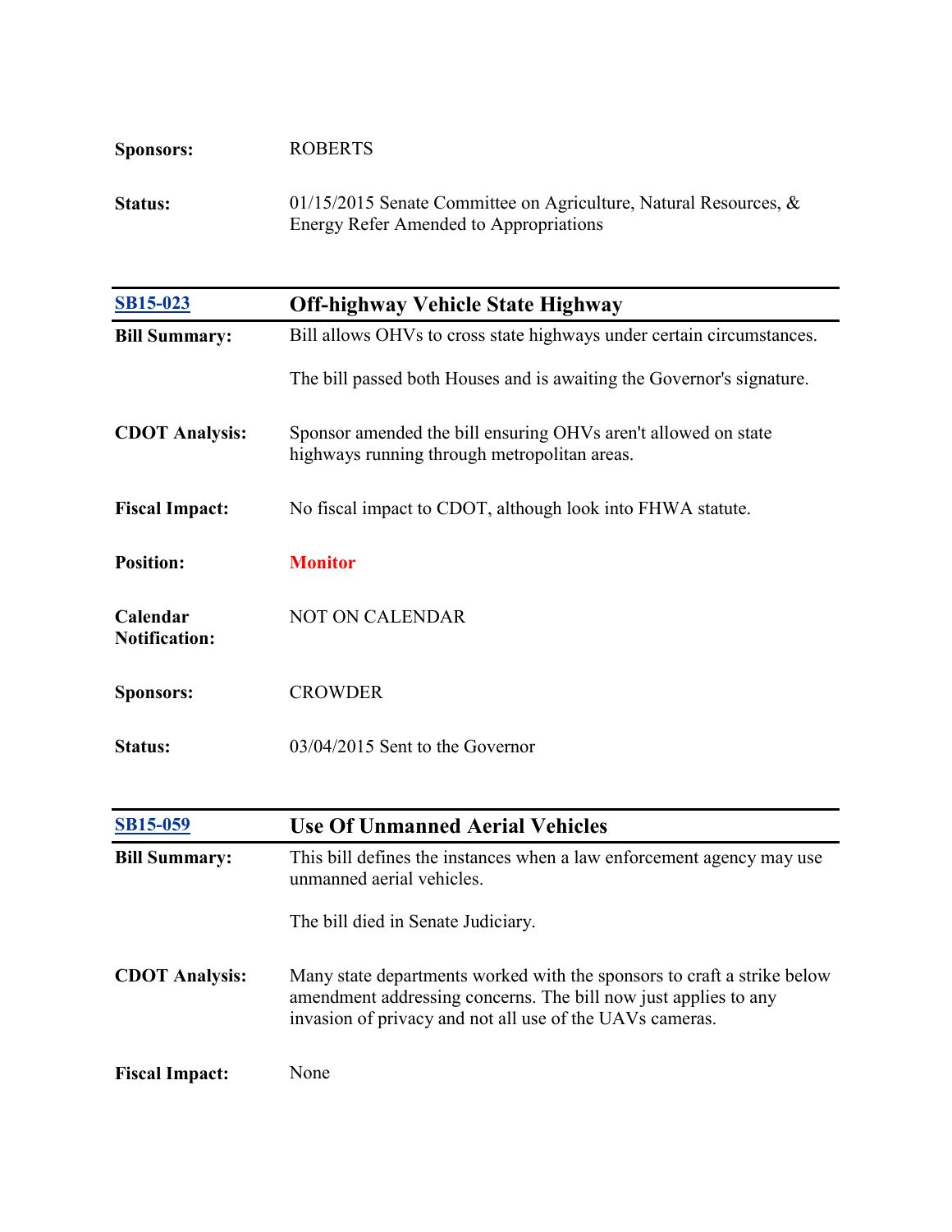**Sponsors:** ROBERTS

**Status:** 01/15/2015 Senate Committee on Agriculture, Natural Resources, & Energy Refer Amended to Appropriations

---

## SB15-023 — Off-highway Vehicle State Highway

**Bill Summary:** Bill allows OHVs to cross state highways under certain circumstances.

The bill passed both Houses and is awaiting the Governor's signature.

**CDOT Analysis:** Sponsor amended the bill ensuring OHVs aren't allowed on state highways running through metropolitan areas.

**Fiscal Impact:** No fiscal impact to CDOT, although look into FHWA statute.

**Position:** **Monitor**

**Calendar Notification:** NOT ON CALENDAR

**Sponsors:** CROWDER

**Status:** 03/04/2015 Sent to the Governor

---

## SB15-059 — Use Of Unmanned Aerial Vehicles

**Bill Summary:** This bill defines the instances when a law enforcement agency may use unmanned aerial vehicles.

The bill died in Senate Judiciary.

**CDOT Analysis:** Many state departments worked with the sponsors to craft a strike below amendment addressing concerns. The bill now just applies to any invasion of privacy and not all use of the UAVs cameras.

**Fiscal Impact:** None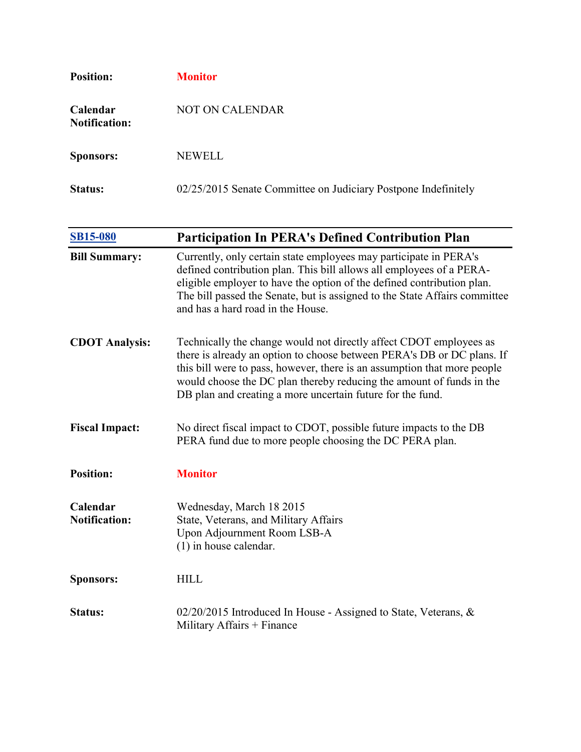| | |
|---|---|
| **Position:** | **Monitor** |
| **Calendar Notification:** | NOT ON CALENDAR |
| **Sponsors:** | NEWELL |
| **Status:** | 02/25/2015 Senate Committee on Judiciary Postpone Indefinitely |

| [SB15-080](SB15-080) | **Participation In PERA's Defined Contribution Plan** |
|---|---|
| **Bill Summary:** | Currently, only certain state employees may participate in PERA's defined contribution plan. This bill allows all employees of a PERA-eligible employer to have the option of the defined contribution plan. The bill passed the Senate, but is assigned to the State Affairs committee and has a hard road in the House. |
| **CDOT Analysis:** | Technically the change would not directly affect CDOT employees as there is already an option to choose between PERA's DB or DC plans. If this bill were to pass, however, there is an assumption that more people would choose the DC plan thereby reducing the amount of funds in the DB plan and creating a more uncertain future for the fund. |
| **Fiscal Impact:** | No direct fiscal impact to CDOT, possible future impacts to the DB PERA fund due to more people choosing the DC PERA plan. |
| **Position:** | **Monitor** |
| **Calendar Notification:** | Wednesday, March 18 2015<br>State, Veterans, and Military Affairs<br>Upon Adjournment Room LSB-A<br>(1) in house calendar. |
| **Sponsors:** | HILL |
| **Status:** | 02/20/2015 Introduced In House - Assigned to State, Veterans, & Military Affairs + Finance |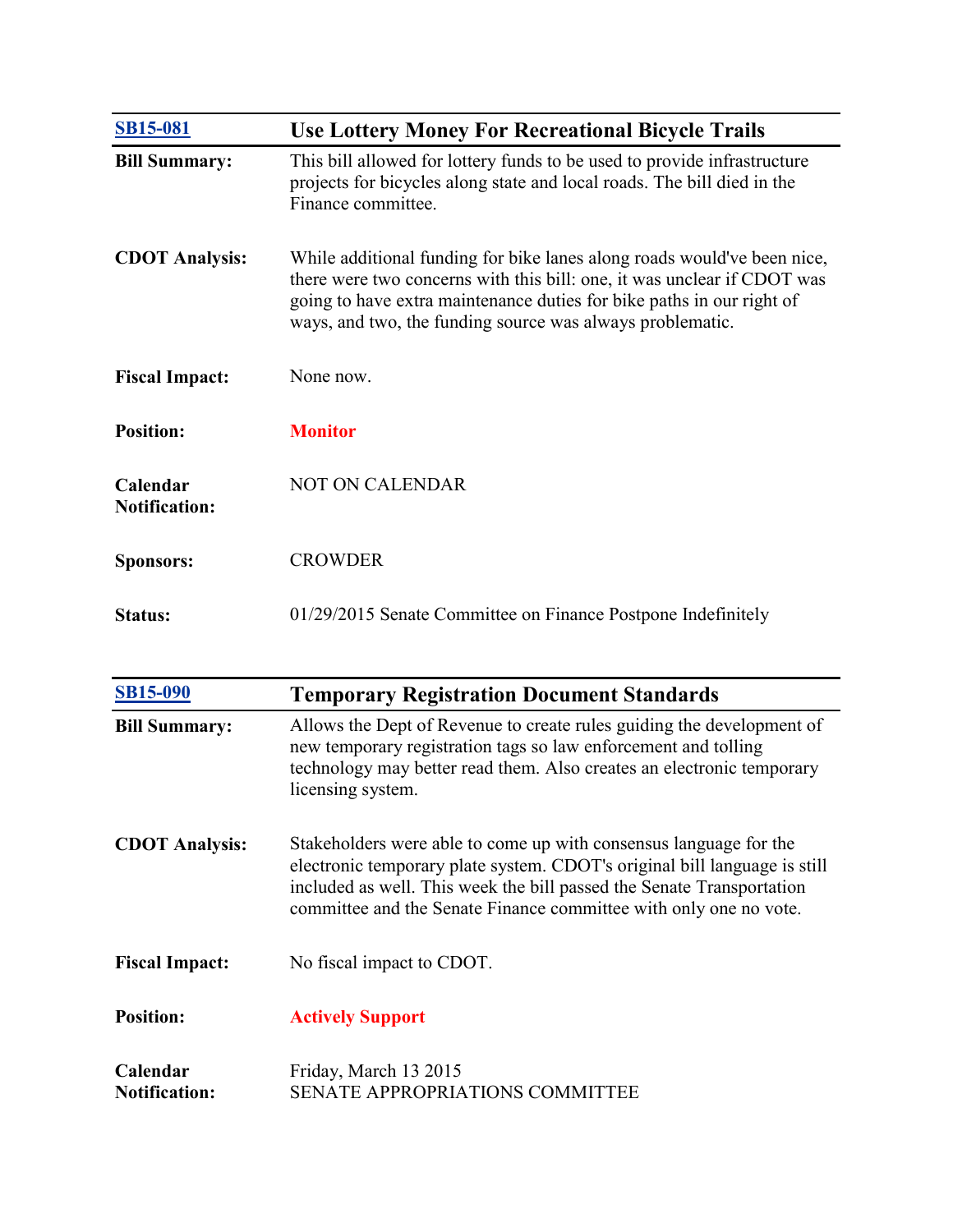| [SB15-081](#) | **Use Lottery Money For Recreational Bicycle Trails** |
|---|---|
| **Bill Summary:** | This bill allowed for lottery funds to be used to provide infrastructure projects for bicycles along state and local roads. The bill died in the Finance committee. |
| **CDOT Analysis:** | While additional funding for bike lanes along roads would've been nice, there were two concerns with this bill: one, it was unclear if CDOT was going to have extra maintenance duties for bike paths in our right of ways, and two, the funding source was always problematic. |
| **Fiscal Impact:** | None now. |
| **Position:** | **Monitor** |
| **Calendar Notification:** | NOT ON CALENDAR |
| **Sponsors:** | CROWDER |
| **Status:** | 01/29/2015 Senate Committee on Finance Postpone Indefinitely |

| [SB15-090](#) | **Temporary Registration Document Standards** |
|---|---|
| **Bill Summary:** | Allows the Dept of Revenue to create rules guiding the development of new temporary registration tags so law enforcement and tolling technology may better read them. Also creates an electronic temporary licensing system. |
| **CDOT Analysis:** | Stakeholders were able to come up with consensus language for the electronic temporary plate system. CDOT's original bill language is still included as well. This week the bill passed the Senate Transportation committee and the Senate Finance committee with only one no vote. |
| **Fiscal Impact:** | No fiscal impact to CDOT. |
| **Position:** | **Actively Support** |
| **Calendar Notification:** | Friday, March 13 2015<br>SENATE APPROPRIATIONS COMMITTEE |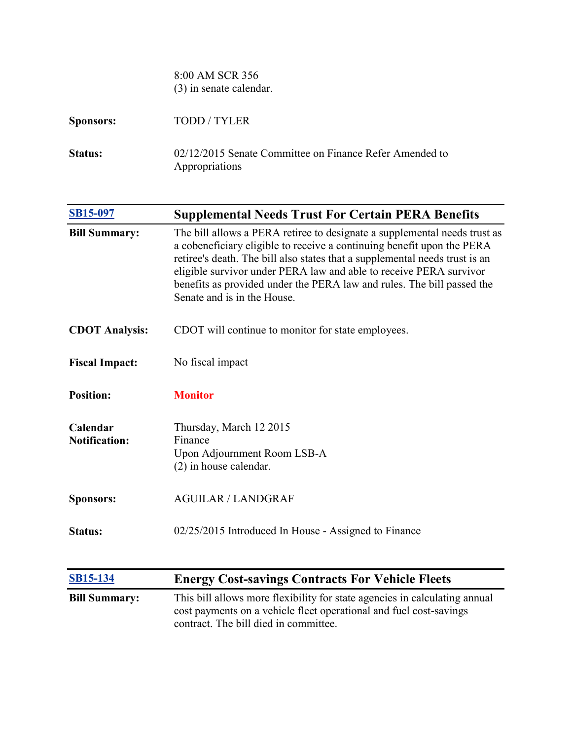8:00 AM SCR 356
(3) in senate calendar.

**Sponsors:** TODD / TYLER

**Status:** 02/12/2015 Senate Committee on Finance Refer Amended to Appropriations

---

## [SB15-097] Supplemental Needs Trust For Certain PERA Benefits

**Bill Summary:** The bill allows a PERA retiree to designate a supplemental needs trust as a cobeneficiary eligible to receive a continuing benefit upon the PERA retiree's death. The bill also states that a supplemental needs trust is an eligible survivor under PERA law and able to receive PERA survivor benefits as provided under the PERA law and rules. The bill passed the Senate and is in the House.

**CDOT Analysis:** CDOT will continue to monitor for state employees.

**Fiscal Impact:** No fiscal impact

**Position:** **Monitor**

**Calendar Notification:** Thursday, March 12 2015
Finance
Upon Adjournment Room LSB-A
(2) in house calendar.

**Sponsors:** AGUILAR / LANDGRAF

**Status:** 02/25/2015 Introduced In House - Assigned to Finance

---

## [SB15-134] Energy Cost-savings Contracts For Vehicle Fleets

**Bill Summary:** This bill allows more flexibility for state agencies in calculating annual cost payments on a vehicle fleet operational and fuel cost-savings contract. The bill died in committee.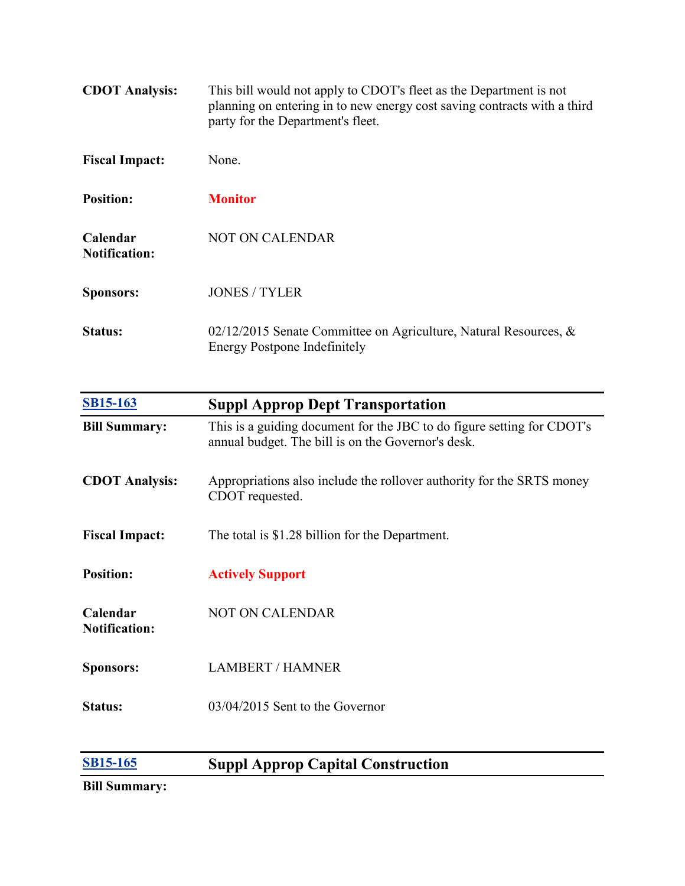**CDOT Analysis:** This bill would not apply to CDOT's fleet as the Department is not planning on entering in to new energy cost saving contracts with a third party for the Department's fleet.

**Fiscal Impact:** None.

**Position:** **Monitor**

**Calendar Notification:** NOT ON CALENDAR

**Sponsors:** JONES / TYLER

**Status:** 02/12/2015 Senate Committee on Agriculture, Natural Resources, & Energy Postpone Indefinitely

---

## SB15-163 Suppl Approp Dept Transportation

**Bill Summary:** This is a guiding document for the JBC to do figure setting for CDOT's annual budget. The bill is on the Governor's desk.

**CDOT Analysis:** Appropriations also include the rollover authority for the SRTS money CDOT requested.

**Fiscal Impact:** The total is $1.28 billion for the Department.

**Position:** **Actively Support**

**Calendar Notification:** NOT ON CALENDAR

**Sponsors:** LAMBERT / HAMNER

**Status:** 03/04/2015 Sent to the Governor

---

## SB15-165 Suppl Approp Capital Construction

**Bill Summary:**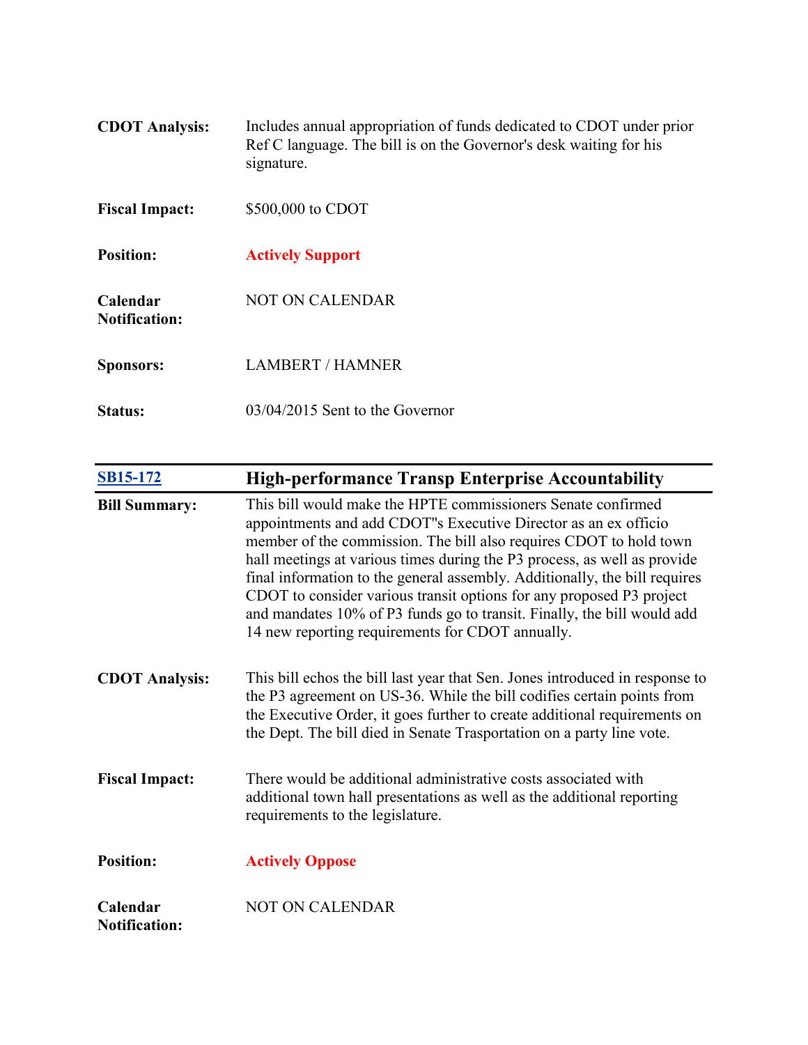**CDOT Analysis:** Includes annual appropriation of funds dedicated to CDOT under prior Ref C language. The bill is on the Governor's desk waiting for his signature.

**Fiscal Impact:** $500,000 to CDOT

**Position:** **Actively Support**

**Calendar Notification:** NOT ON CALENDAR

**Sponsors:** LAMBERT / HAMNER

**Status:** 03/04/2015 Sent to the Governor

---

## [SB15-172] High-performance Transp Enterprise Accountability

**Bill Summary:** This bill would make the HPTE commissioners Senate confirmed appointments and add CDOT"s Executive Director as an ex officio member of the commission. The bill also requires CDOT to hold town hall meetings at various times during the P3 process, as well as provide final information to the general assembly. Additionally, the bill requires CDOT to consider various transit options for any proposed P3 project and mandates 10% of P3 funds go to transit. Finally, the bill would add 14 new reporting requirements for CDOT annually.

**CDOT Analysis:** This bill echos the bill last year that Sen. Jones introduced in response to the P3 agreement on US-36. While the bill codifies certain points from the Executive Order, it goes further to create additional requirements on the Dept. The bill died in Senate Trasportation on a party line vote.

**Fiscal Impact:** There would be additional administrative costs associated with additional town hall presentations as well as the additional reporting requirements to the legislature.

**Position:** **Actively Oppose**

**Calendar Notification:** NOT ON CALENDAR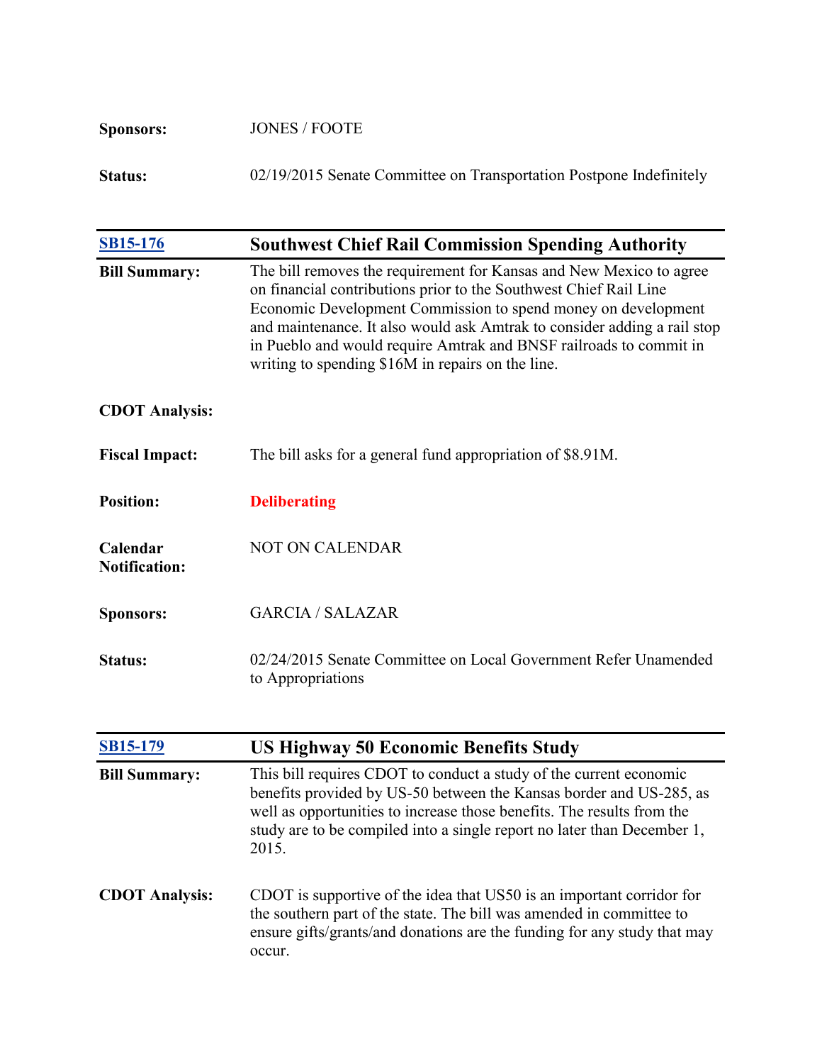| | |
|---|---|
| **Sponsors:** | JONES / FOOTE |
| **Status:** | 02/19/2015 Senate Committee on Transportation Postpone Indefinitely |

| [SB15-176](#) | **Southwest Chief Rail Commission Spending Authority** |
|---|---|
| **Bill Summary:** | The bill removes the requirement for Kansas and New Mexico to agree on financial contributions prior to the Southwest Chief Rail Line Economic Development Commission to spend money on development and maintenance. It also would ask Amtrak to consider adding a rail stop in Pueblo and would require Amtrak and BNSF railroads to commit in writing to spending $16M in repairs on the line. |
| **CDOT Analysis:** | |
| **Fiscal Impact:** | The bill asks for a general fund appropriation of $8.91M. |
| **Position:** | **Deliberating** |
| **Calendar Notification:** | NOT ON CALENDAR |
| **Sponsors:** | GARCIA / SALAZAR |
| **Status:** | 02/24/2015 Senate Committee on Local Government Refer Unamended to Appropriations |

| [SB15-179](#) | **US Highway 50 Economic Benefits Study** |
|---|---|
| **Bill Summary:** | This bill requires CDOT to conduct a study of the current economic benefits provided by US-50 between the Kansas border and US-285, as well as opportunities to increase those benefits. The results from the study are to be compiled into a single report no later than December 1, 2015. |
| **CDOT Analysis:** | CDOT is supportive of the idea that US50 is an important corridor for the southern part of the state. The bill was amended in committee to ensure gifts/grants/and donations are the funding for any study that may occur. |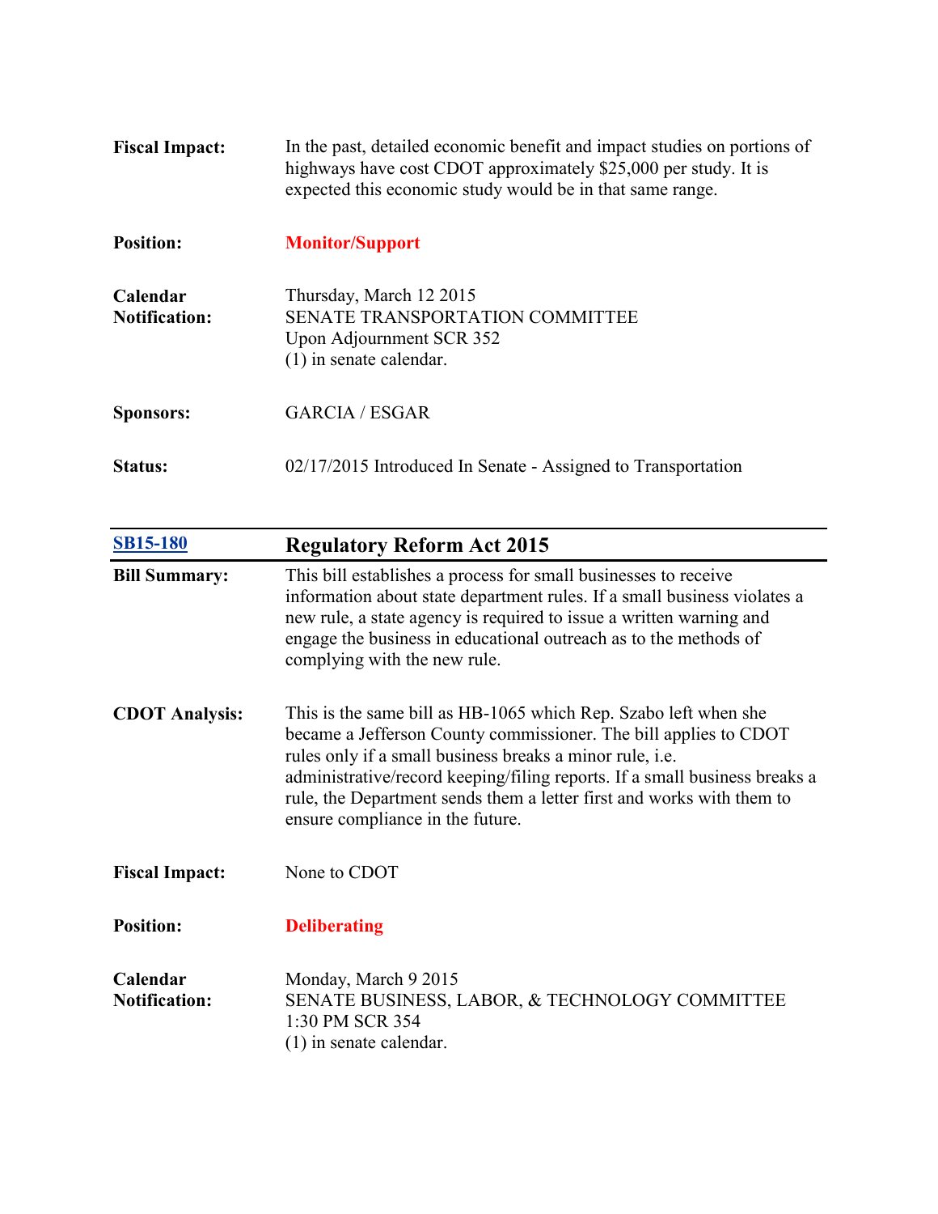**Fiscal Impact:** In the past, detailed economic benefit and impact studies on portions of highways have cost CDOT approximately $25,000 per study. It is expected this economic study would be in that same range.

**Position:** **Monitor/Support**

**Calendar Notification:** Thursday, March 12 2015
SENATE TRANSPORTATION COMMITTEE
Upon Adjournment SCR 352
(1) in senate calendar.

**Sponsors:** GARCIA / ESGAR

**Status:** 02/17/2015 Introduced In Senate - Assigned to Transportation

---

## SB15-180 — Regulatory Reform Act 2015

**Bill Summary:** This bill establishes a process for small businesses to receive information about state department rules. If a small business violates a new rule, a state agency is required to issue a written warning and engage the business in educational outreach as to the methods of complying with the new rule.

**CDOT Analysis:** This is the same bill as HB-1065 which Rep. Szabo left when she became a Jefferson County commissioner. The bill applies to CDOT rules only if a small business breaks a minor rule, i.e. administrative/record keeping/filing reports. If a small business breaks a rule, the Department sends them a letter first and works with them to ensure compliance in the future.

**Fiscal Impact:** None to CDOT

**Position:** **Deliberating**

**Calendar Notification:** Monday, March 9 2015
SENATE BUSINESS, LABOR, & TECHNOLOGY COMMITTEE
1:30 PM SCR 354
(1) in senate calendar.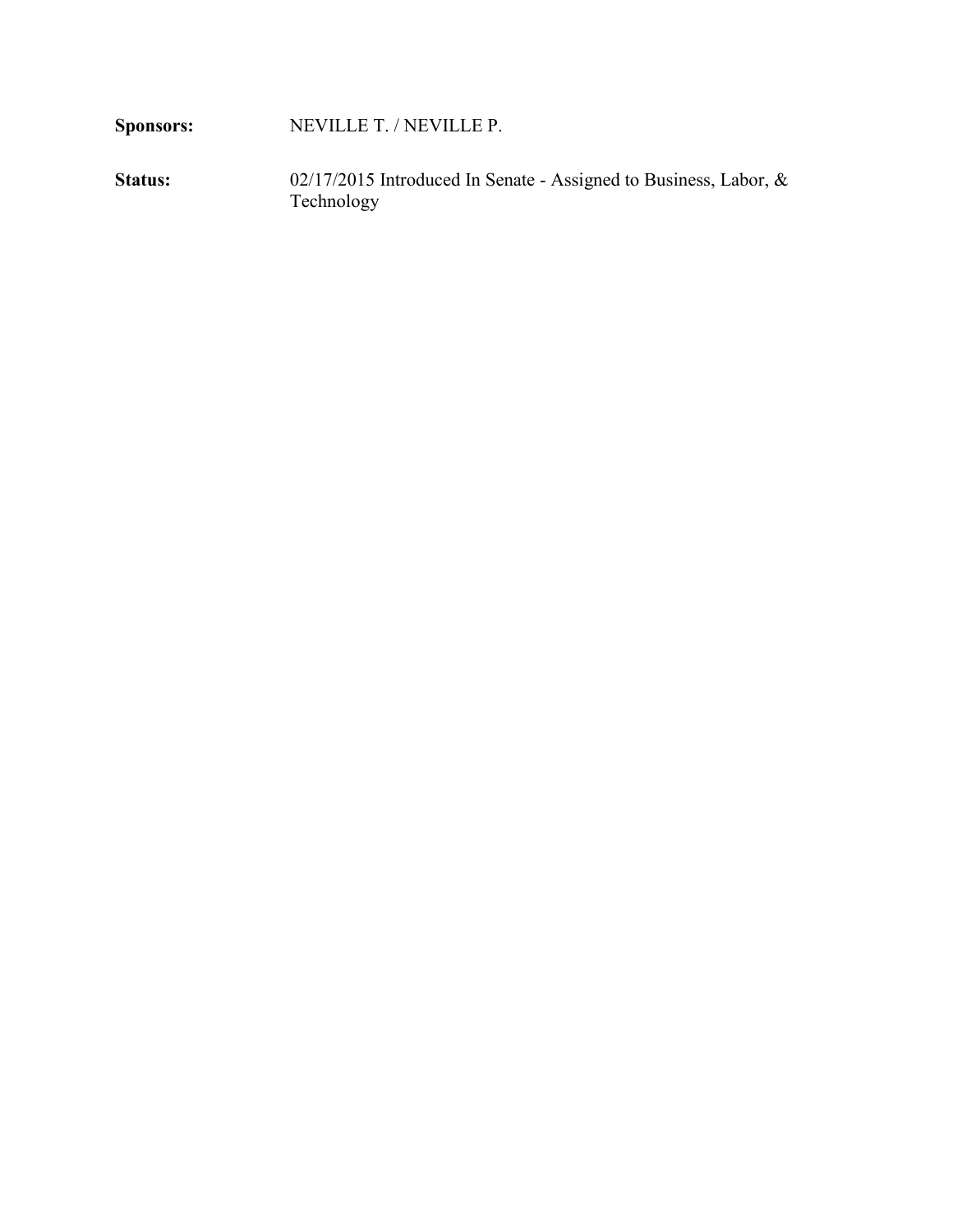**Sponsors:** NEVILLE T. / NEVILLE P.

**Status:** 02/17/2015 Introduced In Senate - Assigned to Business, Labor, & Technology